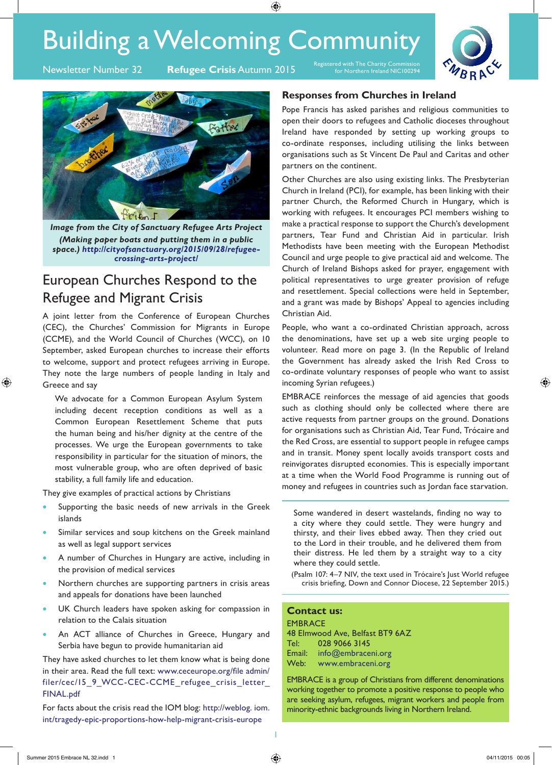# Building a Welcoming Community

Newsletter Number 32 **Refugee Crisis** Autumn 2015

Registered with The Charity Commission for Northern Ireland NIC100294

EMBRACE

***Image from the City of Sanctuary Refugee Arts Project (Making paper boats and putting them in a public space.) http://cityofsanctuary.org/2015/09/28/refugee-crossing-arts-project/***

## European Churches Respond to the Refugee and Migrant Crisis

A joint letter from the Conference of European Churches (CEC), the Churches' Commission for Migrants in Europe (CCME), and the World Council of Churches (WCC), on 10 September, asked European churches to increase their efforts to welcome, support and protect refugees arriving in Europe. They note the large numbers of people landing in Italy and Greece and say

> We advocate for a Common European Asylum System including decent reception conditions as well as a Common European Resettlement Scheme that puts the human being and his/her dignity at the centre of the processes. We urge the European governments to take responsibility in particular for the situation of minors, the most vulnerable group, who are often deprived of basic stability, a full family life and education.

They give examples of practical actions by Christians

- Supporting the basic needs of new arrivals in the Greek islands
- Similar services and soup kitchens on the Greek mainland as well as legal support services
- A number of Churches in Hungary are active, including in the provision of medical services
- Northern churches are supporting partners in crisis areas and appeals for donations have been launched
- UK Church leaders have spoken asking for compassion in relation to the Calais situation
- An ACT alliance of Churches in Greece, Hungary and Serbia have begun to provide humanitarian aid

They have asked churches to let them know what is being done in their area. Read the full text: www.ceceurope.org/file admin/filer/cec/15_9_WCC-CEC-CCME_refugee_crisis_letter_FINAL.pdf

For facts about the crisis read the IOM blog: http://weblog.iom.int/tragedy-epic-proportions-how-help-migrant-crisis-europe

### Responses from Churches in Ireland

Pope Francis has asked parishes and religious communities to open their doors to refugees and Catholic dioceses throughout Ireland have responded by setting up working groups to co-ordinate responses, including utilising the links between organisations such as St Vincent De Paul and Caritas and other partners on the continent.

Other Churches are also using existing links. The Presbyterian Church in Ireland (PCI), for example, has been linking with their partner Church, the Reformed Church in Hungary, which is working with refugees. It encourages PCI members wishing to make a practical response to support the Church's development partners, Tear Fund and Christian Aid in particular. Irish Methodists have been meeting with the European Methodist Council and urge people to give practical aid and welcome. The Church of Ireland Bishops asked for prayer, engagement with political representatives to urge greater provision of refuge and resettlement. Special collections were held in September, and a grant was made by Bishops' Appeal to agencies including Christian Aid.

People, who want a co-ordinated Christian approach, across the denominations, have set up a web site urging people to volunteer. Read more on page 3. (In the Republic of Ireland the Government has already asked the Irish Red Cross to co-ordinate voluntary responses of people who want to assist incoming Syrian refugees.)

EMBRACE reinforces the message of aid agencies that goods such as clothing should only be collected where there are active requests from partner groups on the ground. Donations for organisations such as Christian Aid, Tear Fund, Trócaire and the Red Cross, are essential to support people in refugee camps and in transit. Money spent locally avoids transport costs and reinvigorates disrupted economies. This is especially important at a time when the World Food Programme is running out of money and refugees in countries such as Jordan face starvation.

> Some wandered in desert wastelands, finding no way to a city where they could settle. They were hungry and thirsty, and their lives ebbed away. Then they cried out to the Lord in their trouble, and he delivered them from their distress. He led them by a straight way to a city where they could settle.

(Psalm 107: 4–7 NIV, the text used in Trócaire's Just World refugee crisis briefing, Down and Connor Diocese, 22 September 2015.)

**Contact us:**

EMBRACE
48 Elmwood Ave, Belfast BT9 6AZ
Tel: 028 9066 3145
Email: info@embraceni.org
Web: www.embraceni.org

EMBRACE is a group of Christians from different denominations working together to promote a positive response to people who are seeking asylum, refugees, migrant workers and people from minority-ethnic backgrounds living in Northern Ireland.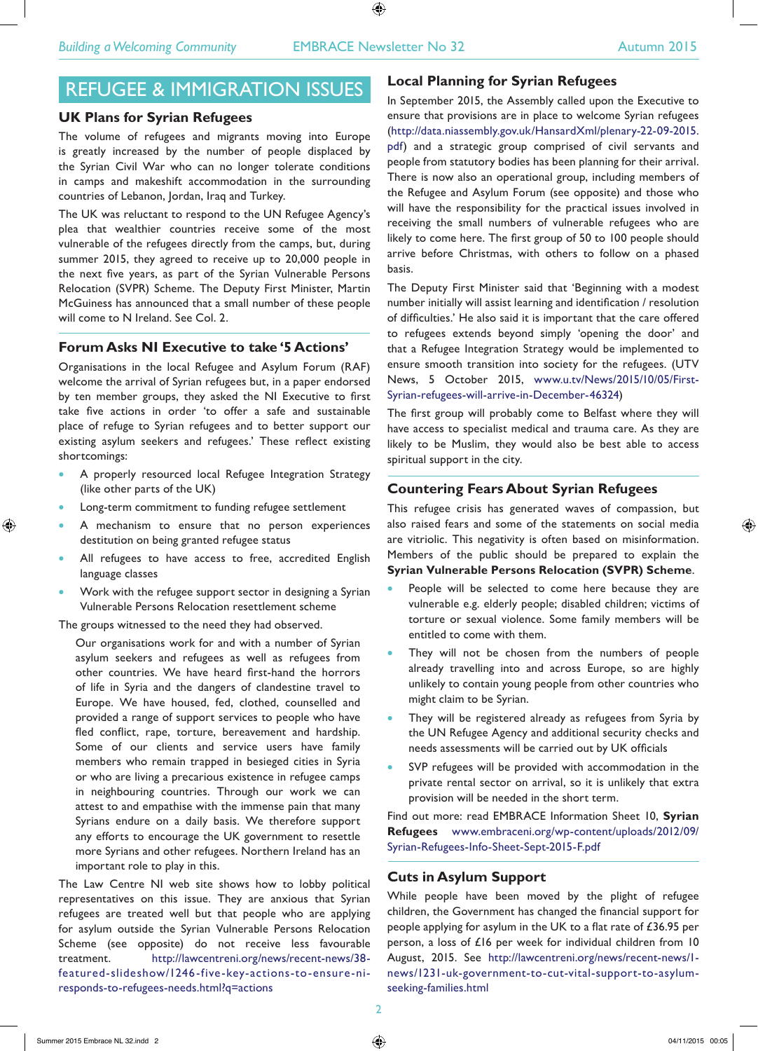## REFUGEE & IMMIGRATION ISSUES

### UK Plans for Syrian Refugees

The volume of refugees and migrants moving into Europe is greatly increased by the number of people displaced by the Syrian Civil War who can no longer tolerate conditions in camps and makeshift accommodation in the surrounding countries of Lebanon, Jordan, Iraq and Turkey.

The UK was reluctant to respond to the UN Refugee Agency's plea that wealthier countries receive some of the most vulnerable of the refugees directly from the camps, but, during summer 2015, they agreed to receive up to 20,000 people in the next five years, as part of the Syrian Vulnerable Persons Relocation (SVPR) Scheme. The Deputy First Minister, Martin McGuiness has announced that a small number of these people will come to N Ireland. See Col. 2.

### Forum Asks NI Executive to take '5 Actions'

Organisations in the local Refugee and Asylum Forum (RAF) welcome the arrival of Syrian refugees but, in a paper endorsed by ten member groups, they asked the NI Executive to first take five actions in order 'to offer a safe and sustainable place of refuge to Syrian refugees and to better support our existing asylum seekers and refugees.' These reflect existing shortcomings:

- A properly resourced local Refugee Integration Strategy (like other parts of the UK)
- Long-term commitment to funding refugee settlement
- A mechanism to ensure that no person experiences destitution on being granted refugee status
- All refugees to have access to free, accredited English language classes
- Work with the refugee support sector in designing a Syrian Vulnerable Persons Relocation resettlement scheme

The groups witnessed to the need they had observed.

> Our organisations work for and with a number of Syrian asylum seekers and refugees as well as refugees from other countries. We have heard first-hand the horrors of life in Syria and the dangers of clandestine travel to Europe. We have housed, fed, clothed, counselled and provided a range of support services to people who have fled conflict, rape, torture, bereavement and hardship. Some of our clients and service users have family members who remain trapped in besieged cities in Syria or who are living a precarious existence in refugee camps in neighbouring countries. Through our work we can attest to and empathise with the immense pain that many Syrians endure on a daily basis. We therefore support any efforts to encourage the UK government to resettle more Syrians and other refugees. Northern Ireland has an important role to play in this.

The Law Centre NI web site shows how to lobby political representatives on this issue. They are anxious that Syrian refugees are treated well but that people who are applying for asylum outside the Syrian Vulnerable Persons Relocation Scheme (see opposite) do not receive less favourable treatment. http://lawcentreni.org/news/recent-news/38-featured-slideshow/1246-five-key-actions-to-ensure-ni-responds-to-refugees-needs.html?q=actions

### Local Planning for Syrian Refugees

In September 2015, the Assembly called upon the Executive to ensure that provisions are in place to welcome Syrian refugees (http://data.niassembly.gov.uk/HansardXml/plenary-22-09-2015.pdf) and a strategic group comprised of civil servants and people from statutory bodies has been planning for their arrival. There is now also an operational group, including members of the Refugee and Asylum Forum (see opposite) and those who will have the responsibility for the practical issues involved in receiving the small numbers of vulnerable refugees who are likely to come here. The first group of 50 to 100 people should arrive before Christmas, with others to follow on a phased basis.

The Deputy First Minister said that 'Beginning with a modest number initially will assist learning and identification / resolution of difficulties.' He also said it is important that the care offered to refugees extends beyond simply 'opening the door' and that a Refugee Integration Strategy would be implemented to ensure smooth transition into society for the refugees. (UTV News, 5 October 2015, www.u.tv/News/2015/10/05/First-Syrian-refugees-will-arrive-in-December-46324)

The first group will probably come to Belfast where they will have access to specialist medical and trauma care. As they are likely to be Muslim, they would also be best able to access spiritual support in the city.

### Countering Fears About Syrian Refugees

This refugee crisis has generated waves of compassion, but also raised fears and some of the statements on social media are vitriolic. This negativity is often based on misinformation. Members of the public should be prepared to explain the **Syrian Vulnerable Persons Relocation (SVPR) Scheme**.

- People will be selected to come here because they are vulnerable e.g. elderly people; disabled children; victims of torture or sexual violence. Some family members will be entitled to come with them.
- They will not be chosen from the numbers of people already travelling into and across Europe, so are highly unlikely to contain young people from other countries who might claim to be Syrian.
- They will be registered already as refugees from Syria by the UN Refugee Agency and additional security checks and needs assessments will be carried out by UK officials
- SVP refugees will be provided with accommodation in the private rental sector on arrival, so it is unlikely that extra provision will be needed in the short term.

Find out more: read EMBRACE Information Sheet 10, **Syrian Refugees** www.embraceni.org/wp-content/uploads/2012/09/Syrian-Refugees-Info-Sheet-Sept-2015-F.pdf

### Cuts in Asylum Support

While people have been moved by the plight of refugee children, the Government has changed the financial support for people applying for asylum in the UK to a flat rate of £36.95 per person, a loss of £16 per week for individual children from 10 August, 2015. See http://lawcentreni.org/news/recent-news/1-news/1231-uk-government-to-cut-vital-support-to-asylum-seeking-families.html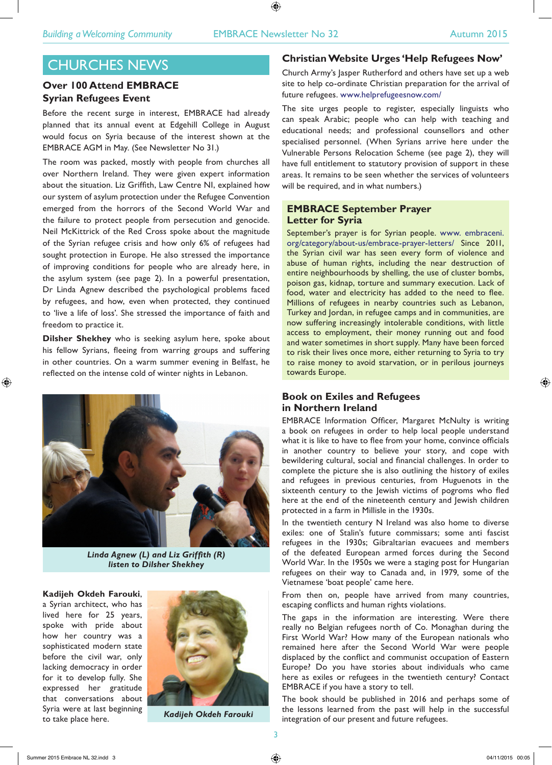# CHURCHES NEWS

## Over 100 Attend EMBRACE Syrian Refugees Event

Before the recent surge in interest, EMBRACE had already planned that its annual event at Edgehill College in August would focus on Syria because of the interest shown at the EMBRACE AGM in May. (See Newsletter No 31.)

The room was packed, mostly with people from churches all over Northern Ireland. They were given expert information about the situation. Liz Griffith, Law Centre NI, explained how our system of asylum protection under the Refugee Convention emerged from the horrors of the Second World War and the failure to protect people from persecution and genocide. Neil McKittrick of the Red Cross spoke about the magnitude of the Syrian refugee crisis and how only 6% of refugees had sought protection in Europe. He also stressed the importance of improving conditions for people who are already here, in the asylum system (see page 2). In a powerful presentation, Dr Linda Agnew described the psychological problems faced by refugees, and how, even when protected, they continued to 'live a life of loss'. She stressed the importance of faith and freedom to practice it.

**Dilsher Shekhey** who is seeking asylum here, spoke about his fellow Syrians, fleeing from warring groups and suffering in other countries. On a warm summer evening in Belfast, he reflected on the intense cold of winter nights in Lebanon.

*Linda Agnew (L) and Liz Griffith (R) listen to Dilsher Shekhey*

**Kadijeh Okdeh Farouki**, a Syrian architect, who has lived here for 25 years, spoke with pride about how her country was a sophisticated modern state before the civil war, only lacking democracy in order for it to develop fully. She expressed her gratitude that conversations about Syria were at last beginning to take place here.

*Kadijeh Okdeh Farouki*

## Christian Website Urges 'Help Refugees Now'

Church Army's Jasper Rutherford and others have set up a web site to help co-ordinate Christian preparation for the arrival of future refugees. www.helprefugeesnow.com/

The site urges people to register, especially linguists who can speak Arabic; people who can help with teaching and educational needs; and professional counsellors and other specialised personnel. (When Syrians arrive here under the Vulnerable Persons Relocation Scheme (see page 2), they will have full entitlement to statutory provision of support in these areas. It remains to be seen whether the services of volunteers will be required, and in what numbers.)

## EMBRACE September Prayer Letter for Syria

September's prayer is for Syrian people. www. embraceni. org/category/about-us/embrace-prayer-letters/ Since 2011, the Syrian civil war has seen every form of violence and abuse of human rights, including the near destruction of entire neighbourhoods by shelling, the use of cluster bombs, poison gas, kidnap, torture and summary execution. Lack of food, water and electricity has added to the need to flee. Millions of refugees in nearby countries such as Lebanon, Turkey and Jordan, in refugee camps and in communities, are now suffering increasingly intolerable conditions, with little access to employment, their money running out and food and water sometimes in short supply. Many have been forced to risk their lives once more, either returning to Syria to try to raise money to avoid starvation, or in perilous journeys towards Europe.

## Book on Exiles and Refugees in Northern Ireland

EMBRACE Information Officer, Margaret McNulty is writing a book on refugees in order to help local people understand what it is like to have to flee from your home, convince officials in another country to believe your story, and cope with bewildering cultural, social and financial challenges. In order to complete the picture she is also outlining the history of exiles and refugees in previous centuries, from Huguenots in the sixteenth century to the Jewish victims of pogroms who fled here at the end of the nineteenth century and Jewish children protected in a farm in Millisle in the 1930s.

In the twentieth century N Ireland was also home to diverse exiles: one of Stalin's future commissars; some anti fascist refugees in the 1930s; Gibraltarian evacuees and members of the defeated European armed forces during the Second World War. In the 1950s we were a staging post for Hungarian refugees on their way to Canada and, in 1979, some of the Vietnamese 'boat people' came here.

From then on, people have arrived from many countries, escaping conflicts and human rights violations.

The gaps in the information are interesting. Were there really no Belgian refugees north of Co. Monaghan during the First World War? How many of the European nationals who remained here after the Second World War were people displaced by the conflict and communist occupation of Eastern Europe? Do you have stories about individuals who came here as exiles or refugees in the twentieth century? Contact EMBRACE if you have a story to tell.

The book should be published in 2016 and perhaps some of the lessons learned from the past will help in the successful integration of our present and future refugees.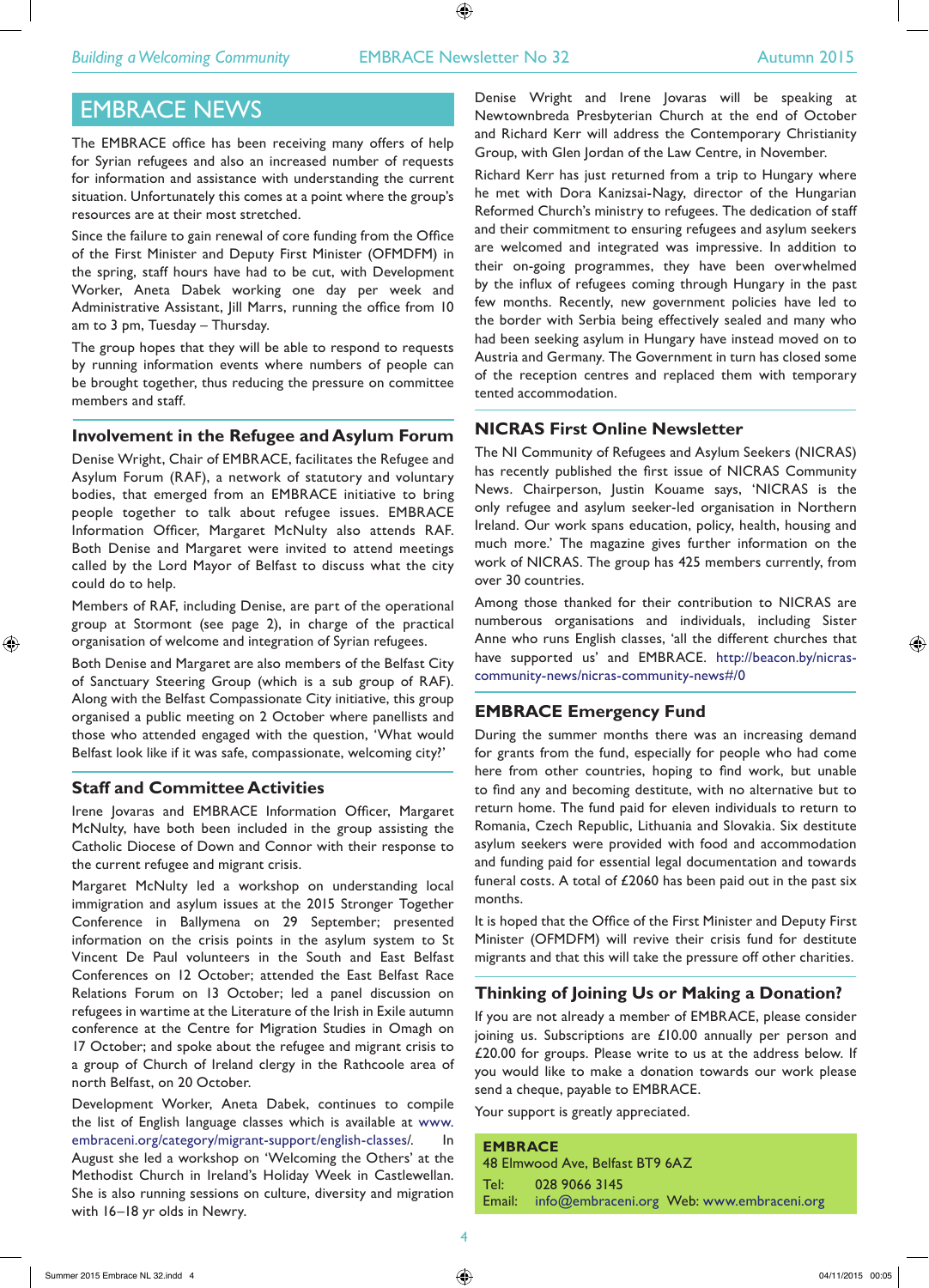# EMBRACE NEWS

The EMBRACE office has been receiving many offers of help for Syrian refugees and also an increased number of requests for information and assistance with understanding the current situation. Unfortunately this comes at a point where the group's resources are at their most stretched.

Since the failure to gain renewal of core funding from the Office of the First Minister and Deputy First Minister (OFMDFM) in the spring, staff hours have had to be cut, with Development Worker, Aneta Dabek working one day per week and Administrative Assistant, Jill Marrs, running the office from 10 am to 3 pm, Tuesday – Thursday.

The group hopes that they will be able to respond to requests by running information events where numbers of people can be brought together, thus reducing the pressure on committee members and staff.

## Involvement in the Refugee and Asylum Forum

Denise Wright, Chair of EMBRACE, facilitates the Refugee and Asylum Forum (RAF), a network of statutory and voluntary bodies, that emerged from an EMBRACE initiative to bring people together to talk about refugee issues. EMBRACE Information Officer, Margaret McNulty also attends RAF. Both Denise and Margaret were invited to attend meetings called by the Lord Mayor of Belfast to discuss what the city could do to help.

Members of RAF, including Denise, are part of the operational group at Stormont (see page 2), in charge of the practical organisation of welcome and integration of Syrian refugees.

Both Denise and Margaret are also members of the Belfast City of Sanctuary Steering Group (which is a sub group of RAF). Along with the Belfast Compassionate City initiative, this group organised a public meeting on 2 October where panellists and those who attended engaged with the question, 'What would Belfast look like if it was safe, compassionate, welcoming city?'

## Staff and Committee Activities

Irene Jovaras and EMBRACE Information Officer, Margaret McNulty, have both been included in the group assisting the Catholic Diocese of Down and Connor with their response to the current refugee and migrant crisis.

Margaret McNulty led a workshop on understanding local immigration and asylum issues at the 2015 Stronger Together Conference in Ballymena on 29 September; presented information on the crisis points in the asylum system to St Vincent De Paul volunteers in the South and East Belfast Conferences on 12 October; attended the East Belfast Race Relations Forum on 13 October; led a panel discussion on refugees in wartime at the Literature of the Irish in Exile autumn conference at the Centre for Migration Studies in Omagh on 17 October; and spoke about the refugee and migrant crisis to a group of Church of Ireland clergy in the Rathcoole area of north Belfast, on 20 October.

Development Worker, Aneta Dabek, continues to compile the list of English language classes which is available at www.embraceni.org/category/migrant-support/english-classes/. In August she led a workshop on 'Welcoming the Others' at the Methodist Church in Ireland's Holiday Week in Castlewellan. She is also running sessions on culture, diversity and migration with 16–18 yr olds in Newry.

Denise Wright and Irene Jovaras will be speaking at Newtownbreda Presbyterian Church at the end of October and Richard Kerr will address the Contemporary Christianity Group, with Glen Jordan of the Law Centre, in November.

Richard Kerr has just returned from a trip to Hungary where he met with Dora Kanizsai-Nagy, director of the Hungarian Reformed Church's ministry to refugees. The dedication of staff and their commitment to ensuring refugees and asylum seekers are welcomed and integrated was impressive. In addition to their on-going programmes, they have been overwhelmed by the influx of refugees coming through Hungary in the past few months. Recently, new government policies have led to the border with Serbia being effectively sealed and many who had been seeking asylum in Hungary have instead moved on to Austria and Germany. The Government in turn has closed some of the reception centres and replaced them with temporary tented accommodation.

## NICRAS First Online Newsletter

The NI Community of Refugees and Asylum Seekers (NICRAS) has recently published the first issue of NICRAS Community News. Chairperson, Justin Kouame says, 'NICRAS is the only refugee and asylum seeker-led organisation in Northern Ireland. Our work spans education, policy, health, housing and much more.' The magazine gives further information on the work of NICRAS. The group has 425 members currently, from over 30 countries.

Among those thanked for their contribution to NICRAS are numberous organisations and individuals, including Sister Anne who runs English classes, 'all the different churches that have supported us' and EMBRACE. http://beacon.by/nicras-community-news/nicras-community-news#/0

## EMBRACE Emergency Fund

During the summer months there was an increasing demand for grants from the fund, especially for people who had come here from other countries, hoping to find work, but unable to find any and becoming destitute, with no alternative but to return home. The fund paid for eleven individuals to return to Romania, Czech Republic, Lithuania and Slovakia. Six destitute asylum seekers were provided with food and accommodation and funding paid for essential legal documentation and towards funeral costs. A total of £2060 has been paid out in the past six months.

It is hoped that the Office of the First Minister and Deputy First Minister (OFMDFM) will revive their crisis fund for destitute migrants and that this will take the pressure off other charities.

## Thinking of Joining Us or Making a Donation?

If you are not already a member of EMBRACE, please consider joining us. Subscriptions are £10.00 annually per person and £20.00 for groups. Please write to us at the address below. If you would like to make a donation towards our work please send a cheque, payable to EMBRACE.

Your support is greatly appreciated.

**EMBRACE**
48 Elmwood Ave, Belfast BT9 6AZ
Tel: 028 9066 3145
Email: info@embraceni.org Web: www.embraceni.org